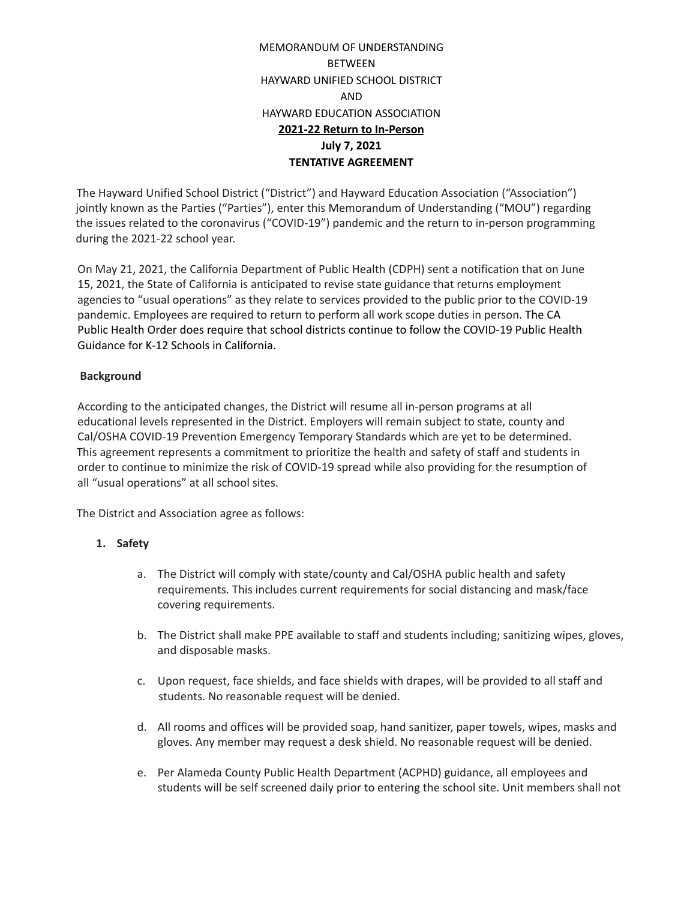MEMORANDUM OF UNDERSTANDING
BETWEEN
HAYWARD UNIFIED SCHOOL DISTRICT
AND
HAYWARD EDUCATION ASSOCIATION

**2021-22 Return to In-Person**

**July 7, 2021**

**TENTATIVE AGREEMENT**

The Hayward Unified School District ("District") and Hayward Education Association ("Association") jointly known as the Parties ("Parties"), enter this Memorandum of Understanding ("MOU") regarding the issues related to the coronavirus ("COVID-19") pandemic and the return to in-person programming during the 2021-22 school year.

On May 21, 2021, the California Department of Public Health (CDPH) sent a notification that on June 15, 2021, the State of California is anticipated to revise state guidance that returns employment agencies to "usual operations" as they relate to services provided to the public prior to the COVID-19 pandemic. Employees are required to return to perform all work scope duties in person. The CA Public Health Order does require that school districts continue to follow the COVID-19 Public Health Guidance for K-12 Schools in California.

**Background**

According to the anticipated changes, the District will resume all in-person programs at all educational levels represented in the District. Employers will remain subject to state, county and Cal/OSHA COVID-19 Prevention Emergency Temporary Standards which are yet to be determined. This agreement represents a commitment to prioritize the health and safety of staff and students in order to continue to minimize the risk of COVID-19 spread while also providing for the resumption of all "usual operations" at all school sites.

The District and Association agree as follows:

1. **Safety**

   a. The District will comply with state/county and Cal/OSHA public health and safety requirements. This includes current requirements for social distancing and mask/face covering requirements.

   b. The District shall make PPE available to staff and students including; sanitizing wipes, gloves, and disposable masks.

   c. Upon request, face shields, and face shields with drapes, will be provided to all staff and students. No reasonable request will be denied.

   d. All rooms and offices will be provided soap, hand sanitizer, paper towels, wipes, masks and gloves. Any member may request a desk shield. No reasonable request will be denied.

   e. Per Alameda County Public Health Department (ACPHD) guidance, all employees and students will be self screened daily prior to entering the school site. Unit members shall not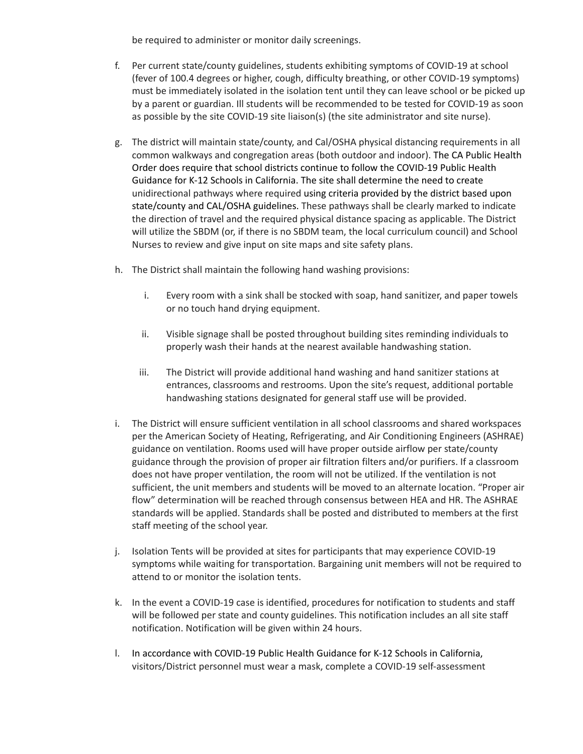be required to administer or monitor daily screenings.

f. Per current state/county guidelines, students exhibiting symptoms of COVID-19 at school (fever of 100.4 degrees or higher, cough, difficulty breathing, or other COVID-19 symptoms) must be immediately isolated in the isolation tent until they can leave school or be picked up by a parent or guardian. Ill students will be recommended to be tested for COVID-19 as soon as possible by the site COVID-19 site liaison(s) (the site administrator and site nurse).

g. The district will maintain state/county, and Cal/OSHA physical distancing requirements in all common walkways and congregation areas (both outdoor and indoor). The CA Public Health Order does require that school districts continue to follow the COVID-19 Public Health Guidance for K-12 Schools in California. The site shall determine the need to create unidirectional pathways where required using criteria provided by the district based upon state/county and CAL/OSHA guidelines. These pathways shall be clearly marked to indicate the direction of travel and the required physical distance spacing as applicable. The District will utilize the SBDM (or, if there is no SBDM team, the local curriculum council) and School Nurses to review and give input on site maps and site safety plans.

h. The District shall maintain the following hand washing provisions:

   i. Every room with a sink shall be stocked with soap, hand sanitizer, and paper towels or no touch hand drying equipment.

   ii. Visible signage shall be posted throughout building sites reminding individuals to properly wash their hands at the nearest available handwashing station.

   iii. The District will provide additional hand washing and hand sanitizer stations at entrances, classrooms and restrooms. Upon the site's request, additional portable handwashing stations designated for general staff use will be provided.

i. The District will ensure sufficient ventilation in all school classrooms and shared workspaces per the American Society of Heating, Refrigerating, and Air Conditioning Engineers (ASHRAE) guidance on ventilation. Rooms used will have proper outside airflow per state/county guidance through the provision of proper air filtration filters and/or purifiers. If a classroom does not have proper ventilation, the room will not be utilized. If the ventilation is not sufficient, the unit members and students will be moved to an alternate location. "Proper air flow" determination will be reached through consensus between HEA and HR. The ASHRAE standards will be applied. Standards shall be posted and distributed to members at the first staff meeting of the school year.

j. Isolation Tents will be provided at sites for participants that may experience COVID-19 symptoms while waiting for transportation. Bargaining unit members will not be required to attend to or monitor the isolation tents.

k. In the event a COVID-19 case is identified, procedures for notification to students and staff will be followed per state and county guidelines. This notification includes an all site staff notification. Notification will be given within 24 hours.

l. In accordance with COVID-19 Public Health Guidance for K-12 Schools in California, visitors/District personnel must wear a mask, complete a COVID-19 self-assessment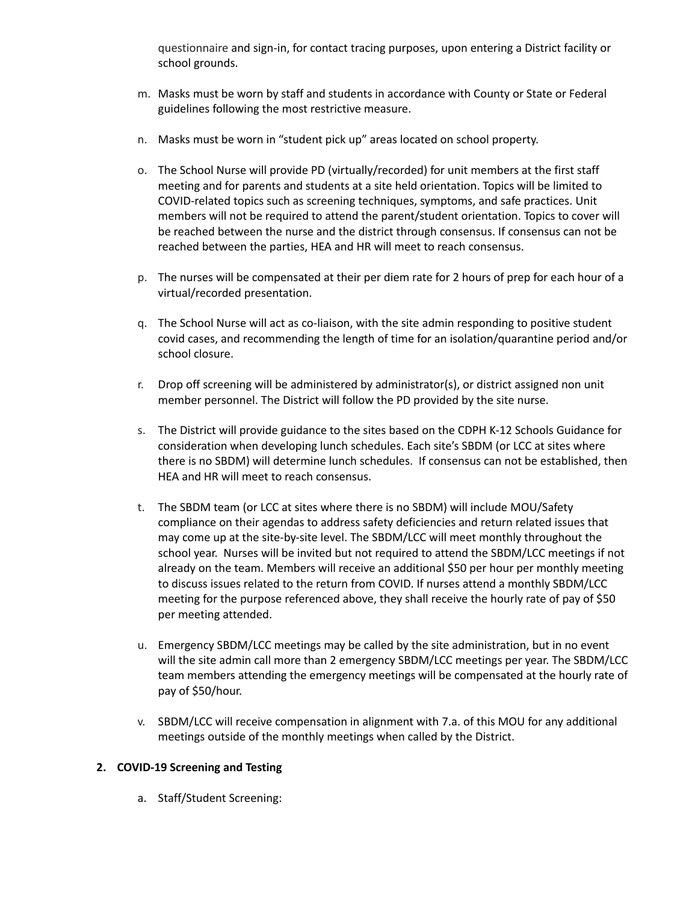questionnaire and sign-in, for contact tracing purposes, upon entering a District facility or school grounds.

m. Masks must be worn by staff and students in accordance with County or State or Federal guidelines following the most restrictive measure.

n. Masks must be worn in "student pick up" areas located on school property.

o. The School Nurse will provide PD (virtually/recorded) for unit members at the first staff meeting and for parents and students at a site held orientation. Topics will be limited to COVID-related topics such as screening techniques, symptoms, and safe practices. Unit members will not be required to attend the parent/student orientation. Topics to cover will be reached between the nurse and the district through consensus. If consensus can not be reached between the parties, HEA and HR will meet to reach consensus.

p. The nurses will be compensated at their per diem rate for 2 hours of prep for each hour of a virtual/recorded presentation.

q. The School Nurse will act as co-liaison, with the site admin responding to positive student covid cases, and recommending the length of time for an isolation/quarantine period and/or school closure.

r. Drop off screening will be administered by administrator(s), or district assigned non unit member personnel. The District will follow the PD provided by the site nurse.

s. The District will provide guidance to the sites based on the CDPH K-12 Schools Guidance for consideration when developing lunch schedules. Each site's SBDM (or LCC at sites where there is no SBDM) will determine lunch schedules. If consensus can not be established, then HEA and HR will meet to reach consensus.

t. The SBDM team (or LCC at sites where there is no SBDM) will include MOU/Safety compliance on their agendas to address safety deficiencies and return related issues that may come up at the site-by-site level. The SBDM/LCC will meet monthly throughout the school year. Nurses will be invited but not required to attend the SBDM/LCC meetings if not already on the team. Members will receive an additional $50 per hour per monthly meeting to discuss issues related to the return from COVID. If nurses attend a monthly SBDM/LCC meeting for the purpose referenced above, they shall receive the hourly rate of pay of $50 per meeting attended.

u. Emergency SBDM/LCC meetings may be called by the site administration, but in no event will the site admin call more than 2 emergency SBDM/LCC meetings per year. The SBDM/LCC team members attending the emergency meetings will be compensated at the hourly rate of pay of $50/hour.

v. SBDM/LCC will receive compensation in alignment with 7.a. of this MOU for any additional meetings outside of the monthly meetings when called by the District.

**2. COVID-19 Screening and Testing**

a. Staff/Student Screening: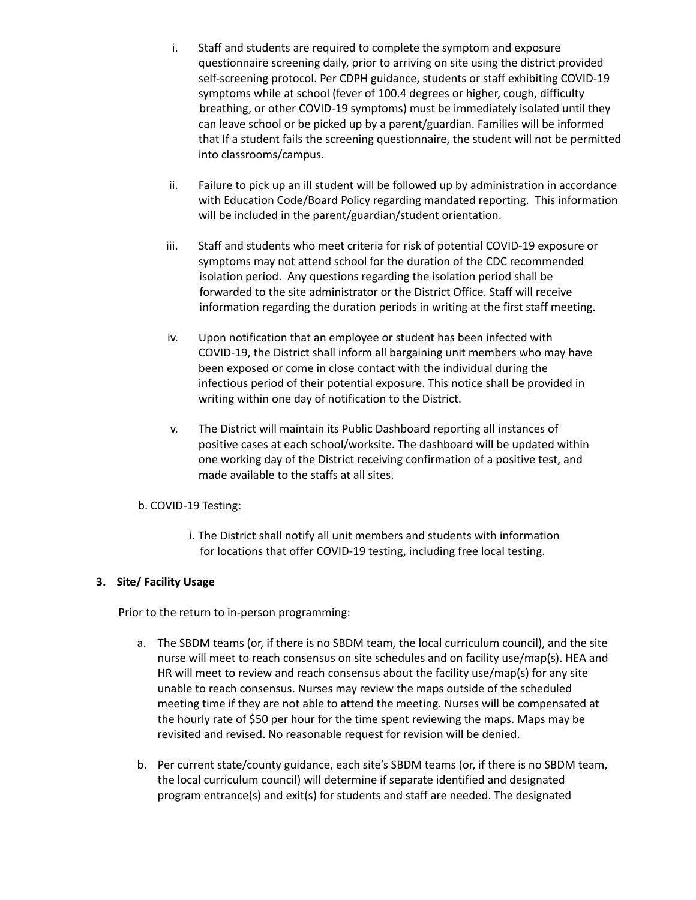i. Staff and students are required to complete the symptom and exposure questionnaire screening daily, prior to arriving on site using the district provided self-screening protocol. Per CDPH guidance, students or staff exhibiting COVID-19 symptoms while at school (fever of 100.4 degrees or higher, cough, difficulty breathing, or other COVID-19 symptoms) must be immediately isolated until they can leave school or be picked up by a parent/guardian. Families will be informed that If a student fails the screening questionnaire, the student will not be permitted into classrooms/campus.

ii. Failure to pick up an ill student will be followed up by administration in accordance with Education Code/Board Policy regarding mandated reporting. This information will be included in the parent/guardian/student orientation.

iii. Staff and students who meet criteria for risk of potential COVID-19 exposure or symptoms may not attend school for the duration of the CDC recommended isolation period. Any questions regarding the isolation period shall be forwarded to the site administrator or the District Office. Staff will receive information regarding the duration periods in writing at the first staff meeting.

iv. Upon notification that an employee or student has been infected with COVID-19, the District shall inform all bargaining unit members who may have been exposed or come in close contact with the individual during the infectious period of their potential exposure. This notice shall be provided in writing within one day of notification to the District.

v. The District will maintain its Public Dashboard reporting all instances of positive cases at each school/worksite. The dashboard will be updated within one working day of the District receiving confirmation of a positive test, and made available to the staffs at all sites.

b. COVID-19 Testing:

i. The District shall notify all unit members and students with information for locations that offer COVID-19 testing, including free local testing.

### 3. Site/ Facility Usage

Prior to the return to in-person programming:

a. The SBDM teams (or, if there is no SBDM team, the local curriculum council), and the site nurse will meet to reach consensus on site schedules and on facility use/map(s). HEA and HR will meet to review and reach consensus about the facility use/map(s) for any site unable to reach consensus. Nurses may review the maps outside of the scheduled meeting time if they are not able to attend the meeting. Nurses will be compensated at the hourly rate of $50 per hour for the time spent reviewing the maps. Maps may be revisited and revised. No reasonable request for revision will be denied.

b. Per current state/county guidance, each site's SBDM teams (or, if there is no SBDM team, the local curriculum council) will determine if separate identified and designated program entrance(s) and exit(s) for students and staff are needed. The designated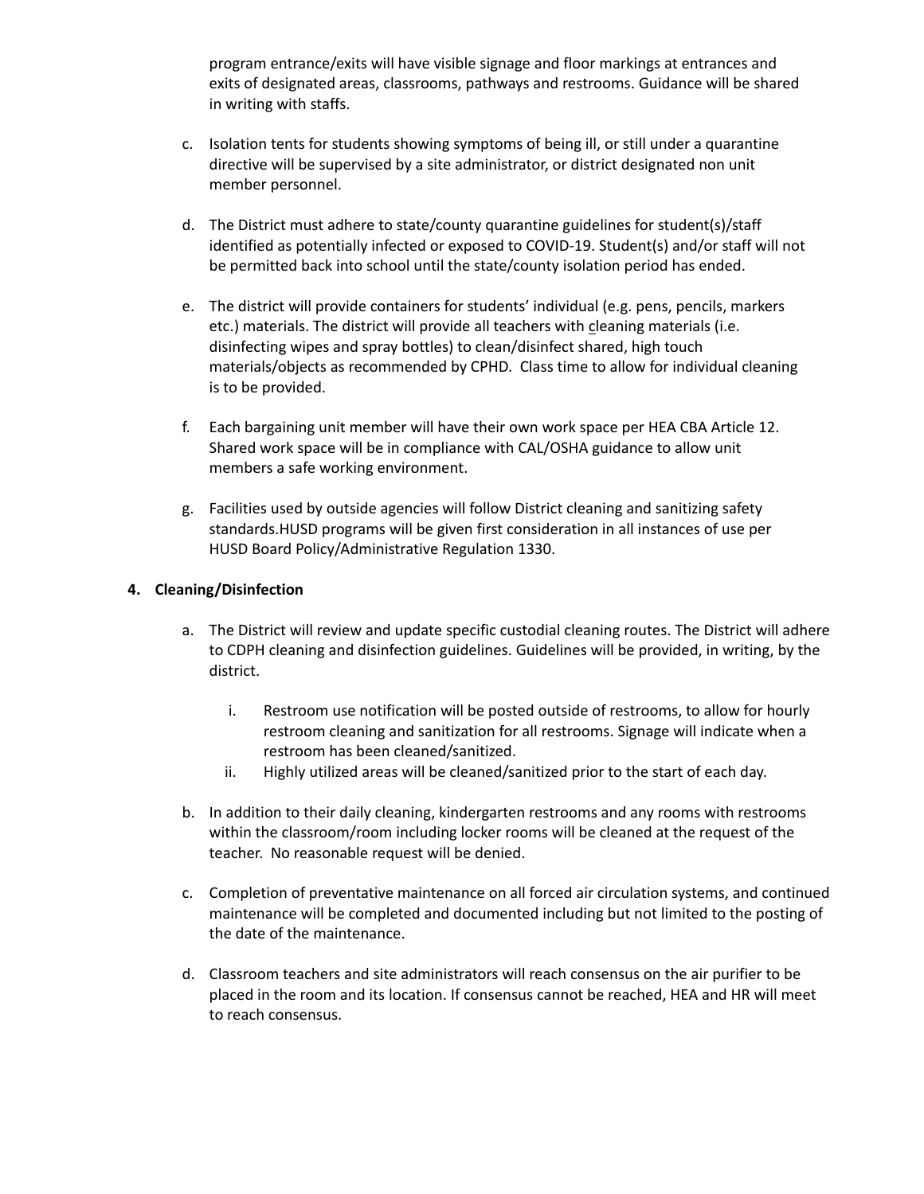program entrance/exits will have visible signage and floor markings at entrances and exits of designated areas, classrooms, pathways and restrooms. Guidance will be shared in writing with staffs.

c. Isolation tents for students showing symptoms of being ill, or still under a quarantine directive will be supervised by a site administrator, or district designated non unit member personnel.

d. The District must adhere to state/county quarantine guidelines for student(s)/staff identified as potentially infected or exposed to COVID-19. Student(s) and/or staff will not be permitted back into school until the state/county isolation period has ended.

e. The district will provide containers for students' individual (e.g. pens, pencils, markers etc.) materials. The district will provide all teachers with cleaning materials (i.e. disinfecting wipes and spray bottles) to clean/disinfect shared, high touch materials/objects as recommended by CPHD. Class time to allow for individual cleaning is to be provided.

f. Each bargaining unit member will have their own work space per HEA CBA Article 12. Shared work space will be in compliance with CAL/OSHA guidance to allow unit members a safe working environment.

g. Facilities used by outside agencies will follow District cleaning and sanitizing safety standards.HUSD programs will be given first consideration in all instances of use per HUSD Board Policy/Administrative Regulation 1330.

**4. Cleaning/Disinfection**

a. The District will review and update specific custodial cleaning routes. The District will adhere to CDPH cleaning and disinfection guidelines. Guidelines will be provided, in writing, by the district.

   i. Restroom use notification will be posted outside of restrooms, to allow for hourly restroom cleaning and sanitization for all restrooms. Signage will indicate when a restroom has been cleaned/sanitized.

   ii. Highly utilized areas will be cleaned/sanitized prior to the start of each day.

b. In addition to their daily cleaning, kindergarten restrooms and any rooms with restrooms within the classroom/room including locker rooms will be cleaned at the request of the teacher. No reasonable request will be denied.

c. Completion of preventative maintenance on all forced air circulation systems, and continued maintenance will be completed and documented including but not limited to the posting of the date of the maintenance.

d. Classroom teachers and site administrators will reach consensus on the air purifier to be placed in the room and its location. If consensus cannot be reached, HEA and HR will meet to reach consensus.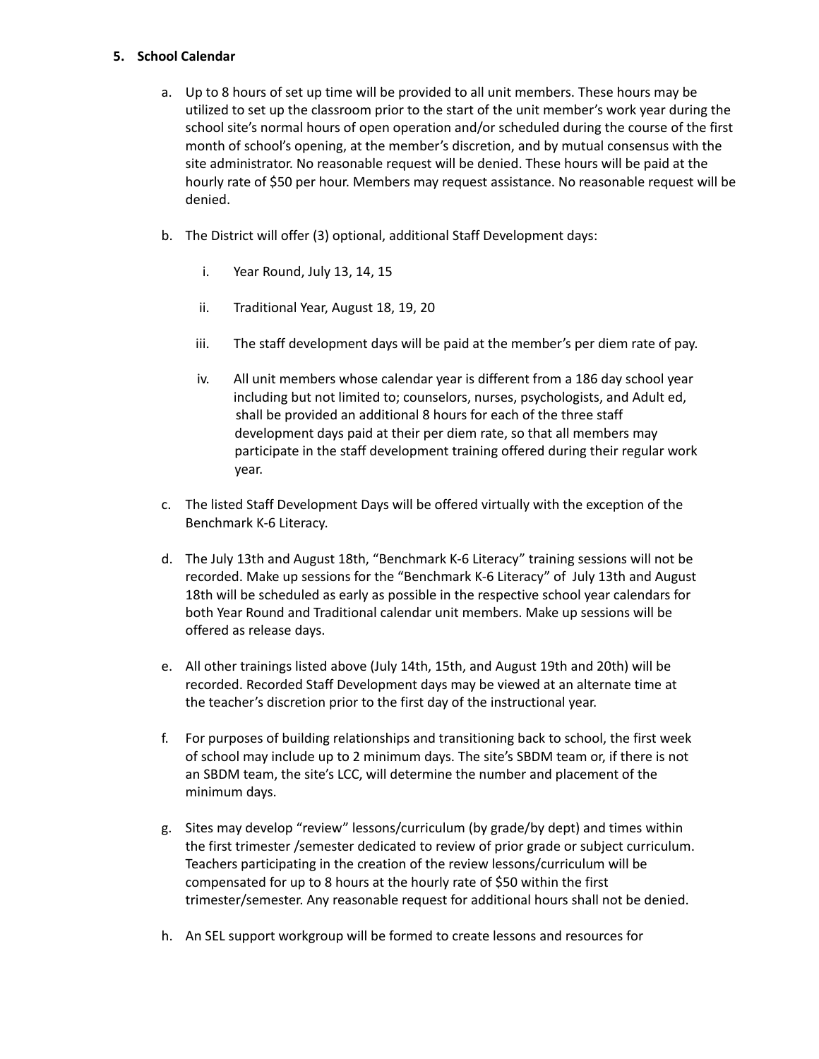5. **School Calendar**

   a. Up to 8 hours of set up time will be provided to all unit members. These hours may be utilized to set up the classroom prior to the start of the unit member's work year during the school site's normal hours of open operation and/or scheduled during the course of the first month of school's opening, at the member's discretion, and by mutual consensus with the site administrator. No reasonable request will be denied. These hours will be paid at the hourly rate of $50 per hour. Members may request assistance. No reasonable request will be denied.

   b. The District will offer (3) optional, additional Staff Development days:

      i. Year Round, July 13, 14, 15

      ii. Traditional Year, August 18, 19, 20

      iii. The staff development days will be paid at the member's per diem rate of pay.

      iv. All unit members whose calendar year is different from a 186 day school year including but not limited to; counselors, nurses, psychologists, and Adult ed, shall be provided an additional 8 hours for each of the three staff development days paid at their per diem rate, so that all members may participate in the staff development training offered during their regular work year.

   c. The listed Staff Development Days will be offered virtually with the exception of the Benchmark K-6 Literacy.

   d. The July 13th and August 18th, "Benchmark K-6 Literacy" training sessions will not be recorded. Make up sessions for the "Benchmark K-6 Literacy" of July 13th and August 18th will be scheduled as early as possible in the respective school year calendars for both Year Round and Traditional calendar unit members. Make up sessions will be offered as release days.

   e. All other trainings listed above (July 14th, 15th, and August 19th and 20th) will be recorded. Recorded Staff Development days may be viewed at an alternate time at the teacher's discretion prior to the first day of the instructional year.

   f. For purposes of building relationships and transitioning back to school, the first week of school may include up to 2 minimum days. The site's SBDM team or, if there is not an SBDM team, the site's LCC, will determine the number and placement of the minimum days.

   g. Sites may develop "review" lessons/curriculum (by grade/by dept) and times within the first trimester /semester dedicated to review of prior grade or subject curriculum. Teachers participating in the creation of the review lessons/curriculum will be compensated for up to 8 hours at the hourly rate of $50 within the first trimester/semester. Any reasonable request for additional hours shall not be denied.

   h. An SEL support workgroup will be formed to create lessons and resources for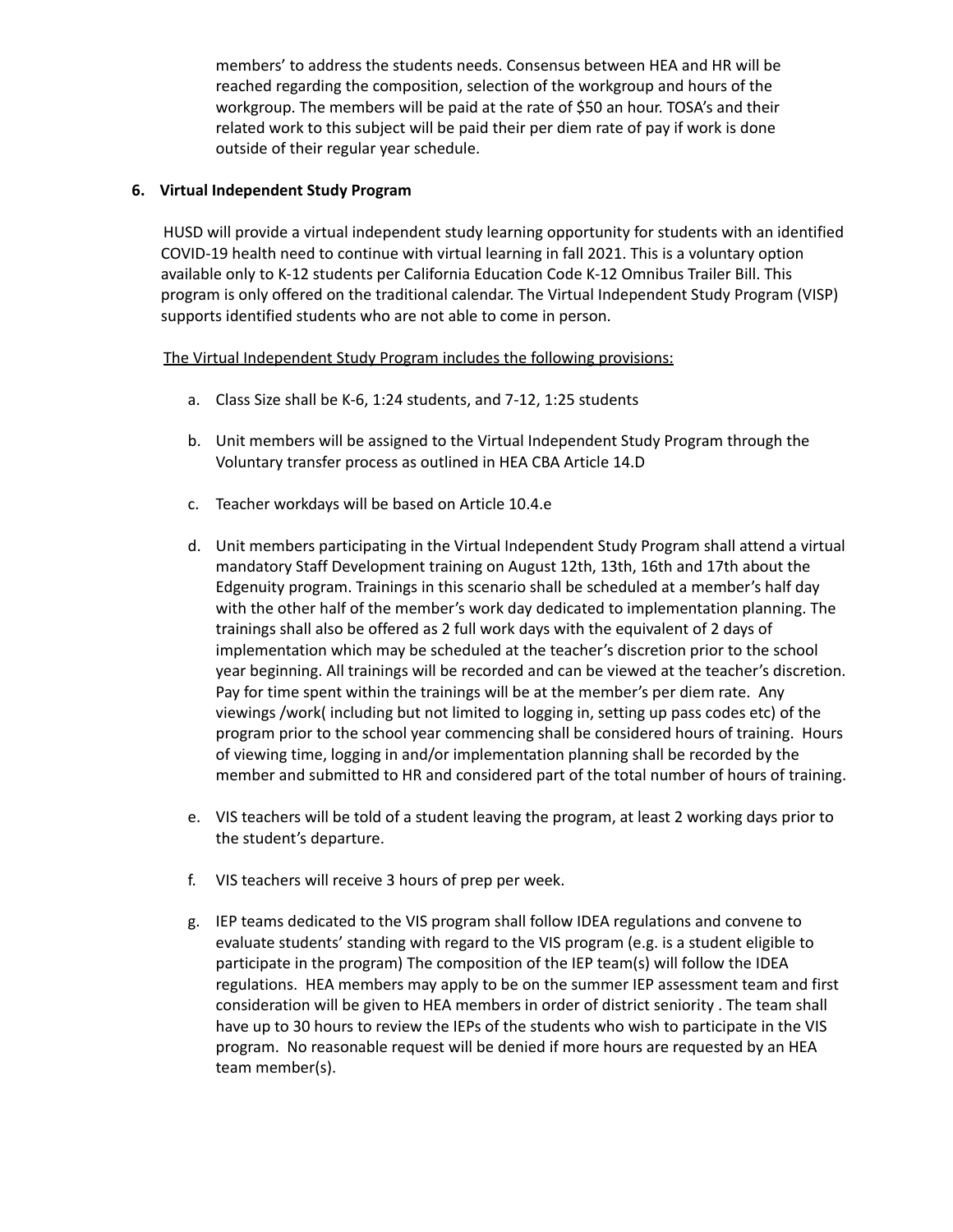members' to address the students needs. Consensus between HEA and HR will be reached regarding the composition, selection of the workgroup and hours of the workgroup. The members will be paid at the rate of $50 an hour. TOSA's and their related work to this subject will be paid their per diem rate of pay if work is done outside of their regular year schedule.

**6. Virtual Independent Study Program**

HUSD will provide a virtual independent study learning opportunity for students with an identified COVID-19 health need to continue with virtual learning in fall 2021. This is a voluntary option available only to K-12 students per California Education Code K-12 Omnibus Trailer Bill. This program is only offered on the traditional calendar. The Virtual Independent Study Program (VISP) supports identified students who are not able to come in person.

<u>The Virtual Independent Study Program includes the following provisions:</u>

a. Class Size shall be K-6, 1:24 students, and 7-12, 1:25 students

b. Unit members will be assigned to the Virtual Independent Study Program through the Voluntary transfer process as outlined in HEA CBA Article 14.D

c. Teacher workdays will be based on Article 10.4.e

d. Unit members participating in the Virtual Independent Study Program shall attend a virtual mandatory Staff Development training on August 12th, 13th, 16th and 17th about the Edgenuity program. Trainings in this scenario shall be scheduled at a member's half day with the other half of the member's work day dedicated to implementation planning. The trainings shall also be offered as 2 full work days with the equivalent of 2 days of implementation which may be scheduled at the teacher's discretion prior to the school year beginning. All trainings will be recorded and can be viewed at the teacher's discretion. Pay for time spent within the trainings will be at the member's per diem rate. Any viewings /work( including but not limited to logging in, setting up pass codes etc) of the program prior to the school year commencing shall be considered hours of training. Hours of viewing time, logging in and/or implementation planning shall be recorded by the member and submitted to HR and considered part of the total number of hours of training.

e. VIS teachers will be told of a student leaving the program, at least 2 working days prior to the student's departure.

f. VIS teachers will receive 3 hours of prep per week.

g. IEP teams dedicated to the VIS program shall follow IDEA regulations and convene to evaluate students' standing with regard to the VIS program (e.g. is a student eligible to participate in the program) The composition of the IEP team(s) will follow the IDEA regulations. HEA members may apply to be on the summer IEP assessment team and first consideration will be given to HEA members in order of district seniority . The team shall have up to 30 hours to review the IEPs of the students who wish to participate in the VIS program. No reasonable request will be denied if more hours are requested by an HEA team member(s).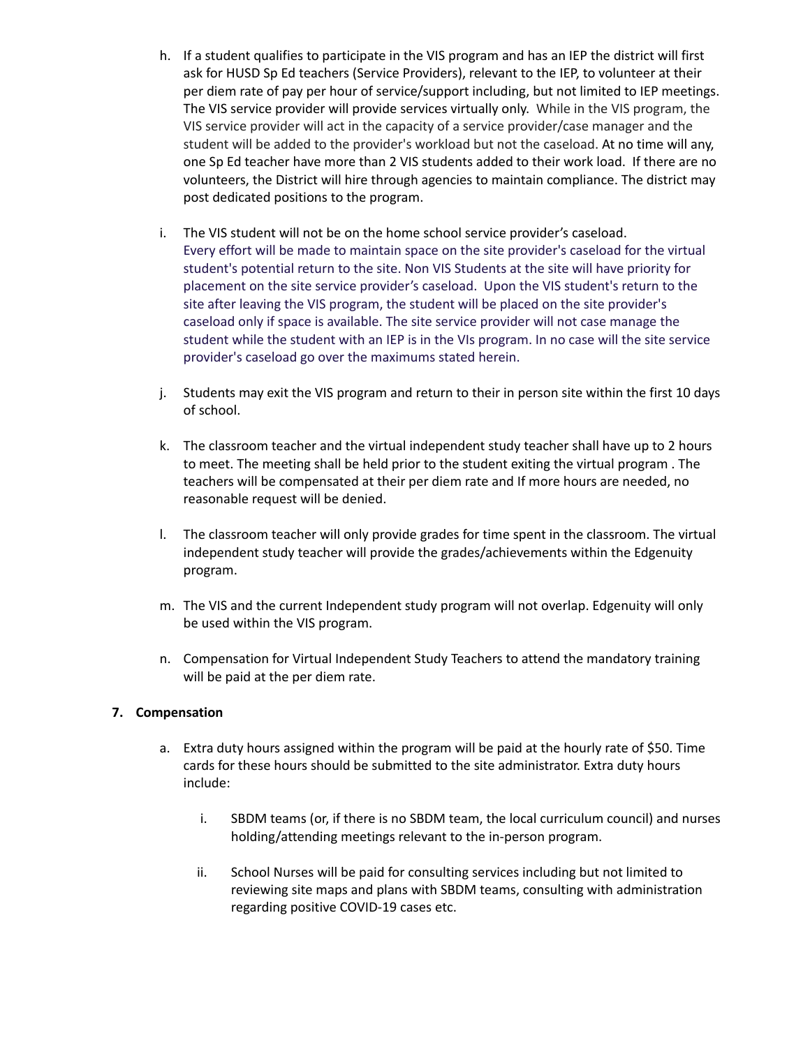h. If a student qualifies to participate in the VIS program and has an IEP the district will first ask for HUSD Sp Ed teachers (Service Providers), relevant to the IEP, to volunteer at their per diem rate of pay per hour of service/support including, but not limited to IEP meetings. The VIS service provider will provide services virtually only. While in the VIS program, the VIS service provider will act in the capacity of a service provider/case manager and the student will be added to the provider's workload but not the caseload. At no time will any, one Sp Ed teacher have more than 2 VIS students added to their work load. If there are no volunteers, the District will hire through agencies to maintain compliance. The district may post dedicated positions to the program.

i. The VIS student will not be on the home school service provider's caseload. Every effort will be made to maintain space on the site provider's caseload for the virtual student's potential return to the site. Non VIS Students at the site will have priority for placement on the site service provider's caseload. Upon the VIS student's return to the site after leaving the VIS program, the student will be placed on the site provider's caseload only if space is available. The site service provider will not case manage the student while the student with an IEP is in the VIs program. In no case will the site service provider's caseload go over the maximums stated herein.

j. Students may exit the VIS program and return to their in person site within the first 10 days of school.

k. The classroom teacher and the virtual independent study teacher shall have up to 2 hours to meet. The meeting shall be held prior to the student exiting the virtual program . The teachers will be compensated at their per diem rate and If more hours are needed, no reasonable request will be denied.

l. The classroom teacher will only provide grades for time spent in the classroom. The virtual independent study teacher will provide the grades/achievements within the Edgenuity program.

m. The VIS and the current Independent study program will not overlap. Edgenuity will only be used within the VIS program.

n. Compensation for Virtual Independent Study Teachers to attend the mandatory training will be paid at the per diem rate.

**7. Compensation**

a. Extra duty hours assigned within the program will be paid at the hourly rate of $50. Time cards for these hours should be submitted to the site administrator. Extra duty hours include:

   i. SBDM teams (or, if there is no SBDM team, the local curriculum council) and nurses holding/attending meetings relevant to the in-person program.

   ii. School Nurses will be paid for consulting services including but not limited to reviewing site maps and plans with SBDM teams, consulting with administration regarding positive COVID-19 cases etc.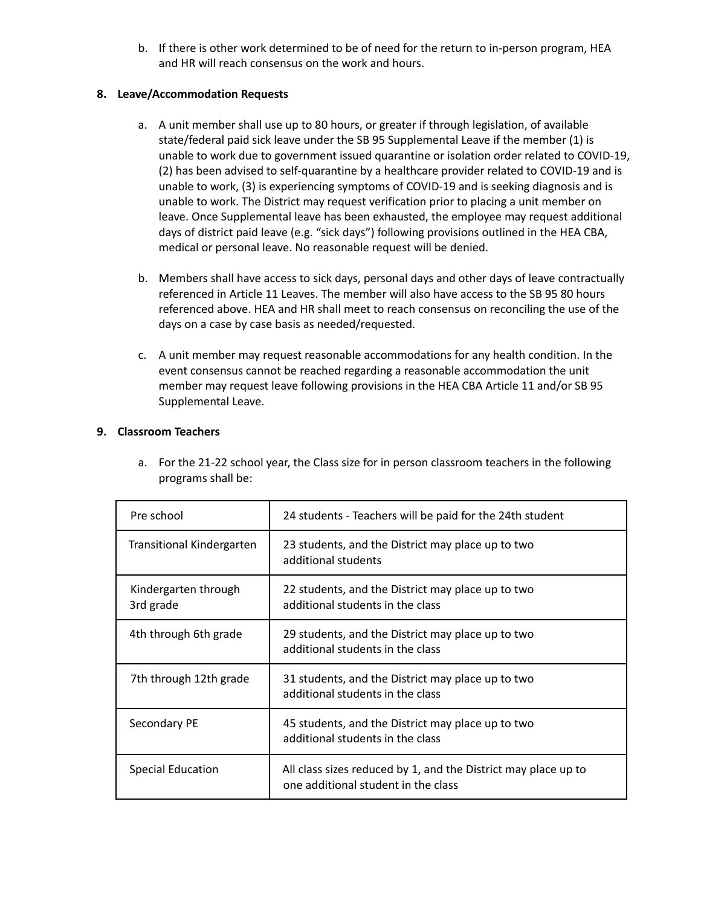b. If there is other work determined to be of need for the return to in-person program, HEA and HR will reach consensus on the work and hours.

**8. Leave/Accommodation Requests**

a. A unit member shall use up to 80 hours, or greater if through legislation, of available state/federal paid sick leave under the SB 95 Supplemental Leave if the member (1) is unable to work due to government issued quarantine or isolation order related to COVID-19, (2) has been advised to self-quarantine by a healthcare provider related to COVID-19 and is unable to work, (3) is experiencing symptoms of COVID-19 and is seeking diagnosis and is unable to work. The District may request verification prior to placing a unit member on leave. Once Supplemental leave has been exhausted, the employee may request additional days of district paid leave (e.g. "sick days") following provisions outlined in the HEA CBA, medical or personal leave. No reasonable request will be denied.

b. Members shall have access to sick days, personal days and other days of leave contractually referenced in Article 11 Leaves. The member will also have access to the SB 95 80 hours referenced above. HEA and HR shall meet to reach consensus on reconciling the use of the days on a case by case basis as needed/requested.

c. A unit member may request reasonable accommodations for any health condition. In the event consensus cannot be reached regarding a reasonable accommodation the unit member may request leave following provisions in the HEA CBA Article 11 and/or SB 95 Supplemental Leave.

**9. Classroom Teachers**

a. For the 21-22 school year, the Class size for in person classroom teachers in the following programs shall be:

| Program | Class Size |
|---|---|
| Pre school | 24 students - Teachers will be paid for the 24th student |
| Transitional Kindergarten | 23 students, and the District may place up to two additional students |
| Kindergarten through 3rd grade | 22 students, and the District may place up to two additional students in the class |
| 4th through 6th grade | 29 students, and the District may place up to two additional students in the class |
| 7th through 12th grade | 31 students, and the District may place up to two additional students in the class |
| Secondary PE | 45 students, and the District may place up to two additional students in the class |
| Special Education | All class sizes reduced by 1, and the District may place up to one additional student in the class |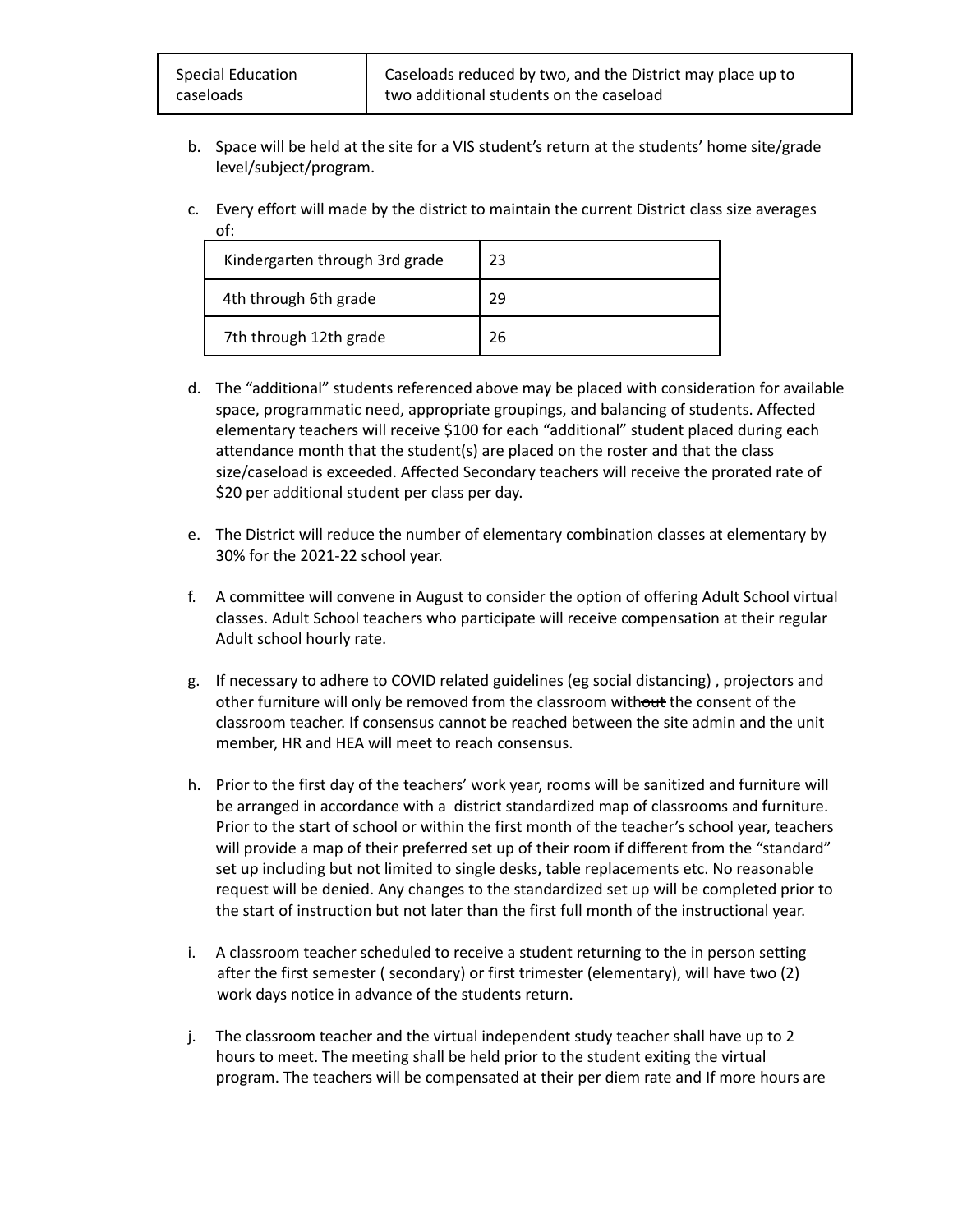| Special Education caseloads | Caseloads reduced by two, and the District may place up to two additional students on the caseload |
|---|---|

b. Space will be held at the site for a VIS student's return at the students' home site/grade level/subject/program.

c. Every effort will made by the district to maintain the current District class size averages of:

| Kindergarten through 3rd grade | 23 |
|---|---|
| 4th through 6th grade | 29 |
| 7th through 12th grade | 26 |

d. The "additional" students referenced above may be placed with consideration for available space, programmatic need, appropriate groupings, and balancing of students. Affected elementary teachers will receive $100 for each "additional" student placed during each attendance month that the student(s) are placed on the roster and that the class size/caseload is exceeded. Affected Secondary teachers will receive the prorated rate of $20 per additional student per class per day.

e. The District will reduce the number of elementary combination classes at elementary by 30% for the 2021-22 school year.

f. A committee will convene in August to consider the option of offering Adult School virtual classes. Adult School teachers who participate will receive compensation at their regular Adult school hourly rate.

g. If necessary to adhere to COVID related guidelines (eg social distancing) , projectors and other furniture will only be removed from the classroom with~~out~~ the consent of the classroom teacher. If consensus cannot be reached between the site admin and the unit member, HR and HEA will meet to reach consensus.

h. Prior to the first day of the teachers' work year, rooms will be sanitized and furniture will be arranged in accordance with a district standardized map of classrooms and furniture. Prior to the start of school or within the first month of the teacher's school year, teachers will provide a map of their preferred set up of their room if different from the "standard" set up including but not limited to single desks, table replacements etc. No reasonable request will be denied. Any changes to the standardized set up will be completed prior to the start of instruction but not later than the first full month of the instructional year.

i. A classroom teacher scheduled to receive a student returning to the in person setting after the first semester ( secondary) or first trimester (elementary), will have two (2) work days notice in advance of the students return.

j. The classroom teacher and the virtual independent study teacher shall have up to 2 hours to meet. The meeting shall be held prior to the student exiting the virtual program. The teachers will be compensated at their per diem rate and If more hours are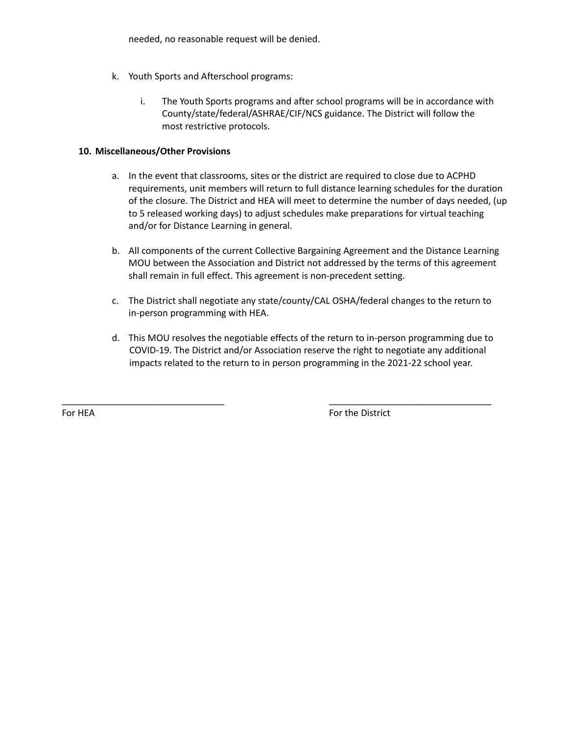needed, no reasonable request will be denied.

k. Youth Sports and Afterschool programs:

   i. The Youth Sports programs and after school programs will be in accordance with County/state/federal/ASHRAE/CIF/NCS guidance. The District will follow the most restrictive protocols.

**10. Miscellaneous/Other Provisions**

a. In the event that classrooms, sites or the district are required to close due to ACPHD requirements, unit members will return to full distance learning schedules for the duration of the closure. The District and HEA will meet to determine the number of days needed, (up to 5 released working days) to adjust schedules make preparations for virtual teaching and/or for Distance Learning in general.

b. All components of the current Collective Bargaining Agreement and the Distance Learning MOU between the Association and District not addressed by the terms of this agreement shall remain in full effect. This agreement is non-precedent setting.

c. The District shall negotiate any state/county/CAL OSHA/federal changes to the return to in-person programming with HEA.

d. This MOU resolves the negotiable effects of the return to in-person programming due to COVID-19. The District and/or Association reserve the right to negotiate any additional impacts related to the return to in person programming in the 2021-22 school year.

________________________________ ________________________________
For HEA For the District